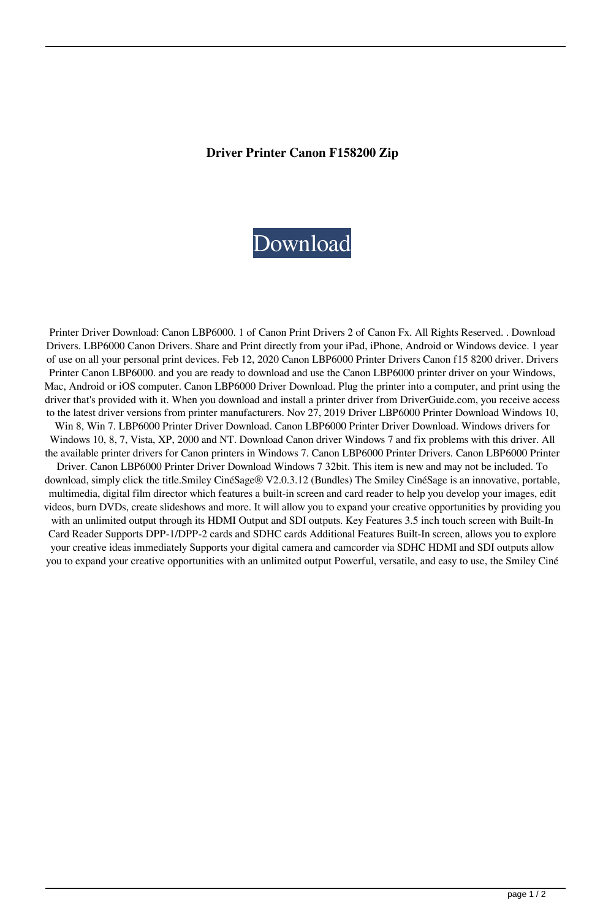**Driver Printer Canon F158200 Zip**

Download

Printer Driver Download: Canon LBP6000. 1 of Canon Print Drivers 2 of Canon Fx. All Rights Reserved. . Download Drivers. LBP6000 Canon Drivers. Share and Print directly from your iPad, iPhone, Android or Windows device. 1 year of use on all your personal print devices. Feb 12, 2020 Canon LBP6000 Printer Drivers Canon f15 8200 driver. Drivers Printer Canon LBP6000. and you are ready to download and use the Canon LBP6000 printer driver on your Windows, Mac, Android or iOS computer. Canon LBP6000 Driver Download. Plug the printer into a computer, and print using the driver that's provided with it. When you download and install a printer driver from DriverGuide.com, you receive access to the latest driver versions from printer manufacturers. Nov 27, 2019 Driver LBP6000 Printer Download Windows 10, Win 8, Win 7. LBP6000 Printer Driver Download. Canon LBP6000 Printer Driver Download. Windows drivers for Windows 10, 8, 7, Vista, XP, 2000 and NT. Download Canon driver Windows 7 and fix problems with this driver. All the available printer drivers for Canon printers in Windows 7. Canon LBP6000 Printer Drivers. Canon LBP6000 Printer Driver. Canon LBP6000 Printer Driver Download Windows 7 32bit. This item is new and may not be included. To download, simply click the title.Smiley CinéSage® V2.0.3.12 (Bundles) The Smiley CinéSage is an innovative, portable, multimedia, digital film director which features a built-in screen and card reader to help you develop your images, edit videos, burn DVDs, create slideshows and more. It will allow you to expand your creative opportunities by providing you with an unlimited output through its HDMI Output and SDI outputs. Key Features 3.5 inch touch screen with Built-In Card Reader Supports DPP-1/DPP-2 cards and SDHC cards Additional Features Built-In screen, allows you to explore your creative ideas immediately Supports your digital camera and camcorder via SDHC HDMI and SDI outputs allow you to expand your creative opportunities with an unlimited output Powerful, versatile, and easy to use, the Smiley Ciné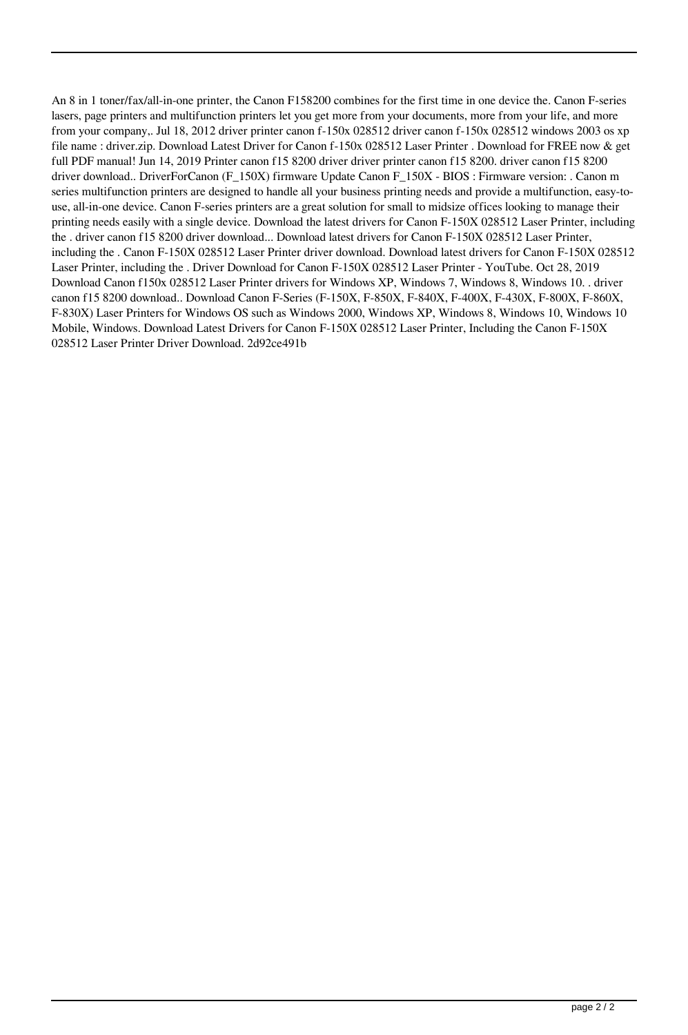An 8 in 1 toner/fax/all-in-one printer, the Canon F158200 combines for the first time in one device the. Canon F-series lasers, page printers and multifunction printers let you get more from your documents, more from your life, and more from your company,. Jul 18, 2012 driver printer canon f-150x 028512 driver canon f-150x 028512 windows 2003 os xp file name : driver.zip. Download Latest Driver for Canon f-150x 028512 Laser Printer . Download for FREE now & get full PDF manual! Jun 14, 2019 Printer canon f15 8200 driver driver printer canon f15 8200. driver canon f15 8200 driver download.. DriverForCanon (F_150X) firmware Update Canon F_150X - BIOS : Firmware version: . Canon m series multifunction printers are designed to handle all your business printing needs and provide a multifunction, easy-to-use, all-in-one device. Canon F-series printers are a great solution for small to midsize offices looking to manage their printing needs easily with a single device. Download the latest drivers for Canon F-150X 028512 Laser Printer, including the . driver canon f15 8200 driver download... Download latest drivers for Canon F-150X 028512 Laser Printer, including the . Canon F-150X 028512 Laser Printer driver download. Download latest drivers for Canon F-150X 028512 Laser Printer, including the . Driver Download for Canon F-150X 028512 Laser Printer - YouTube. Oct 28, 2019 Download Canon f150x 028512 Laser Printer drivers for Windows XP, Windows 7, Windows 8, Windows 10. . driver canon f15 8200 download.. Download Canon F-Series (F-150X, F-850X, F-840X, F-400X, F-430X, F-800X, F-860X, F-830X) Laser Printers for Windows OS such as Windows 2000, Windows XP, Windows 8, Windows 10, Windows 10 Mobile, Windows. Download Latest Drivers for Canon F-150X 028512 Laser Printer, Including the Canon F-150X 028512 Laser Printer Driver Download. 2d92ce491b